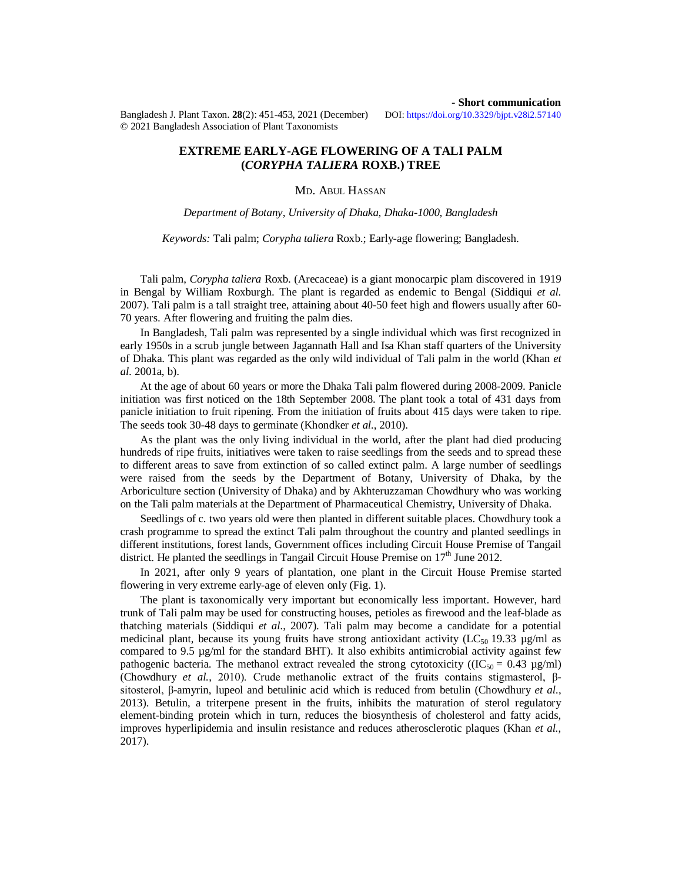- Short communication

Bangladesh J. Plant Taxon. **28**(2): 451-453, 2021 (December) DOI: https://doi.org/10.3329/bjpt.v28i2.57140

© 2021 Bangladesh Association of Plant Taxonomists

# EXTREME EARLY-AGE FLOWERING OF A TALI PALM (*CORYPHA TALIERA* ROXB.) TREE

MD. ABUL HASSAN

*Department of Botany, University of Dhaka, Dhaka-1000, Bangladesh*

*Keywords:* Tali palm; *Corypha taliera* Roxb.; Early-age flowering; Bangladesh.

Tali palm, *Corypha taliera* Roxb. (Arecaceae) is a giant monocarpic plam discovered in 1919 in Bengal by William Roxburgh. The plant is regarded as endemic to Bengal (Siddiqui *et al.* 2007). Tali palm is a tall straight tree, attaining about 40-50 feet high and flowers usually after 60-70 years. After flowering and fruiting the palm dies.

In Bangladesh, Tali palm was represented by a single individual which was first recognized in early 1950s in a scrub jungle between Jagannath Hall and Isa Khan staff quarters of the University of Dhaka. This plant was regarded as the only wild individual of Tali palm in the world (Khan *et al.* 2001a, b).

At the age of about 60 years or more the Dhaka Tali palm flowered during 2008-2009. Panicle initiation was first noticed on the 18th September 2008. The plant took a total of 431 days from panicle initiation to fruit ripening. From the initiation of fruits about 415 days were taken to ripe. The seeds took 30-48 days to germinate (Khondker *et al.*, 2010).

As the plant was the only living individual in the world, after the plant had died producing hundreds of ripe fruits, initiatives were taken to raise seedlings from the seeds and to spread these to different areas to save from extinction of so called extinct palm. A large number of seedlings were raised from the seeds by the Department of Botany, University of Dhaka, by the Arboriculture section (University of Dhaka) and by Akhteruzzaman Chowdhury who was working on the Tali palm materials at the Department of Pharmaceutical Chemistry, University of Dhaka.

Seedlings of c. two years old were then planted in different suitable places. Chowdhury took a crash programme to spread the extinct Tali palm throughout the country and planted seedlings in different institutions, forest lands, Government offices including Circuit House Premise of Tangail district. He planted the seedlings in Tangail Circuit House Premise on 17th June 2012.

In 2021, after only 9 years of plantation, one plant in the Circuit House Premise started flowering in very extreme early-age of eleven only (Fig. 1).

The plant is taxonomically very important but economically less important. However, hard trunk of Tali palm may be used for constructing houses, petioles as firewood and the leaf-blade as thatching materials (Siddiqui *et al.*, 2007). Tali palm may become a candidate for a potential medicinal plant, because its young fruits have strong antioxidant activity ($LC_{50}$ 19.33 µg/ml as compared to 9.5 µg/ml for the standard BHT). It also exhibits antimicrobial activity against few pathogenic bacteria. The methanol extract revealed the strong cytotoxicity (($IC_{50}$ = 0.43 µg/ml) (Chowdhury *et al.*, 2010). Crude methanolic extract of the fruits contains stigmasterol, β-sitosterol, β-amyrin, lupeol and betulinic acid which is reduced from betulin (Chowdhury *et al.*, 2013). Betulin, a triterpene present in the fruits, inhibits the maturation of sterol regulatory element-binding protein which in turn, reduces the biosynthesis of cholesterol and fatty acids, improves hyperlipidemia and insulin resistance and reduces atherosclerotic plaques (Khan *et al.*, 2017).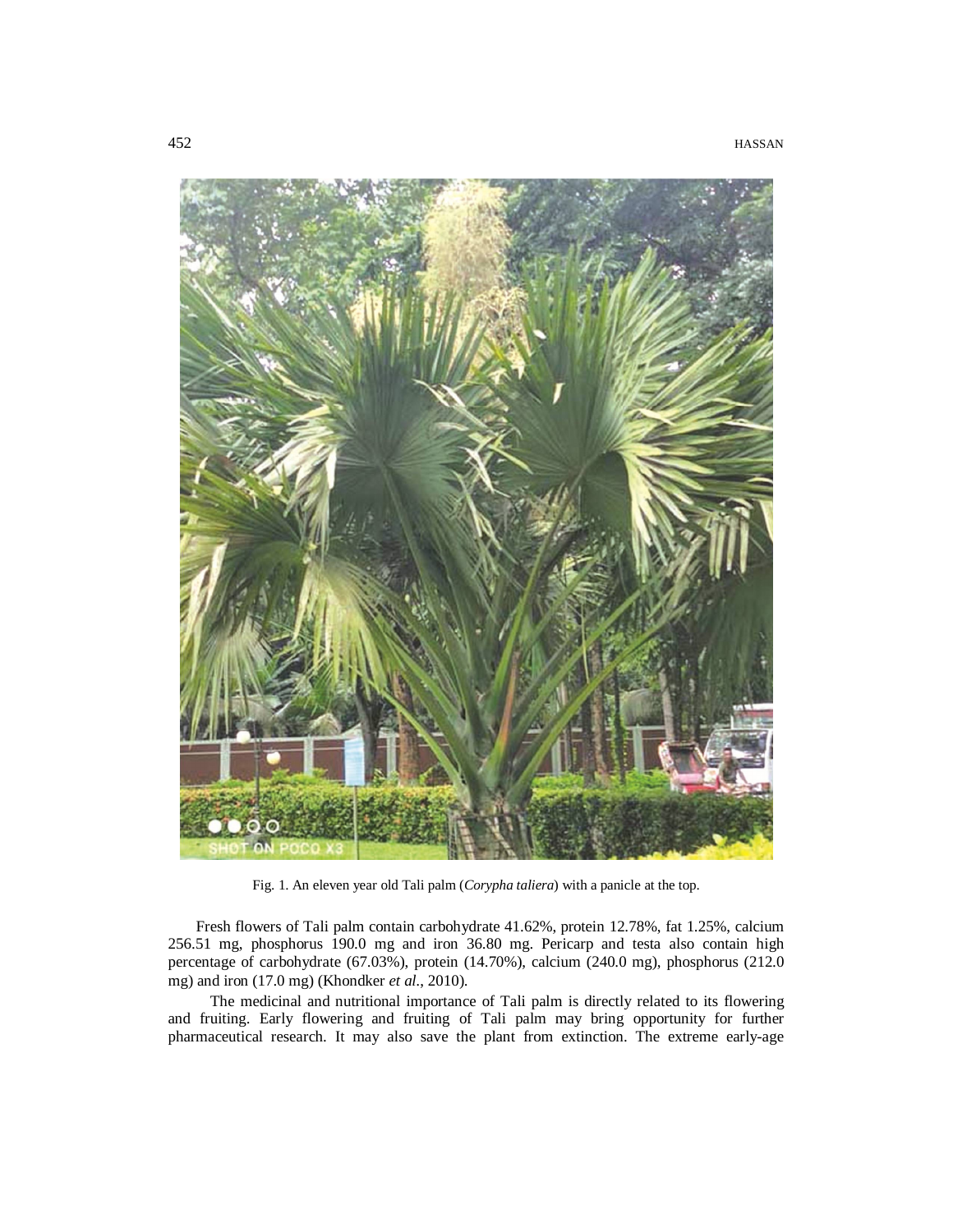Fig. 1. An eleven year old Tali palm (*Corypha taliera*) with a panicle at the top.

Fresh flowers of Tali palm contain carbohydrate 41.62%, protein 12.78%, fat 1.25%, calcium 256.51 mg, phosphorus 190.0 mg and iron 36.80 mg. Pericarp and testa also contain high percentage of carbohydrate (67.03%), protein (14.70%), calcium (240.0 mg), phosphorus (212.0 mg) and iron (17.0 mg) (Khondker *et al*., 2010).

The medicinal and nutritional importance of Tali palm is directly related to its flowering and fruiting. Early flowering and fruiting of Tali palm may bring opportunity for further pharmaceutical research. It may also save the plant from extinction. The extreme early-age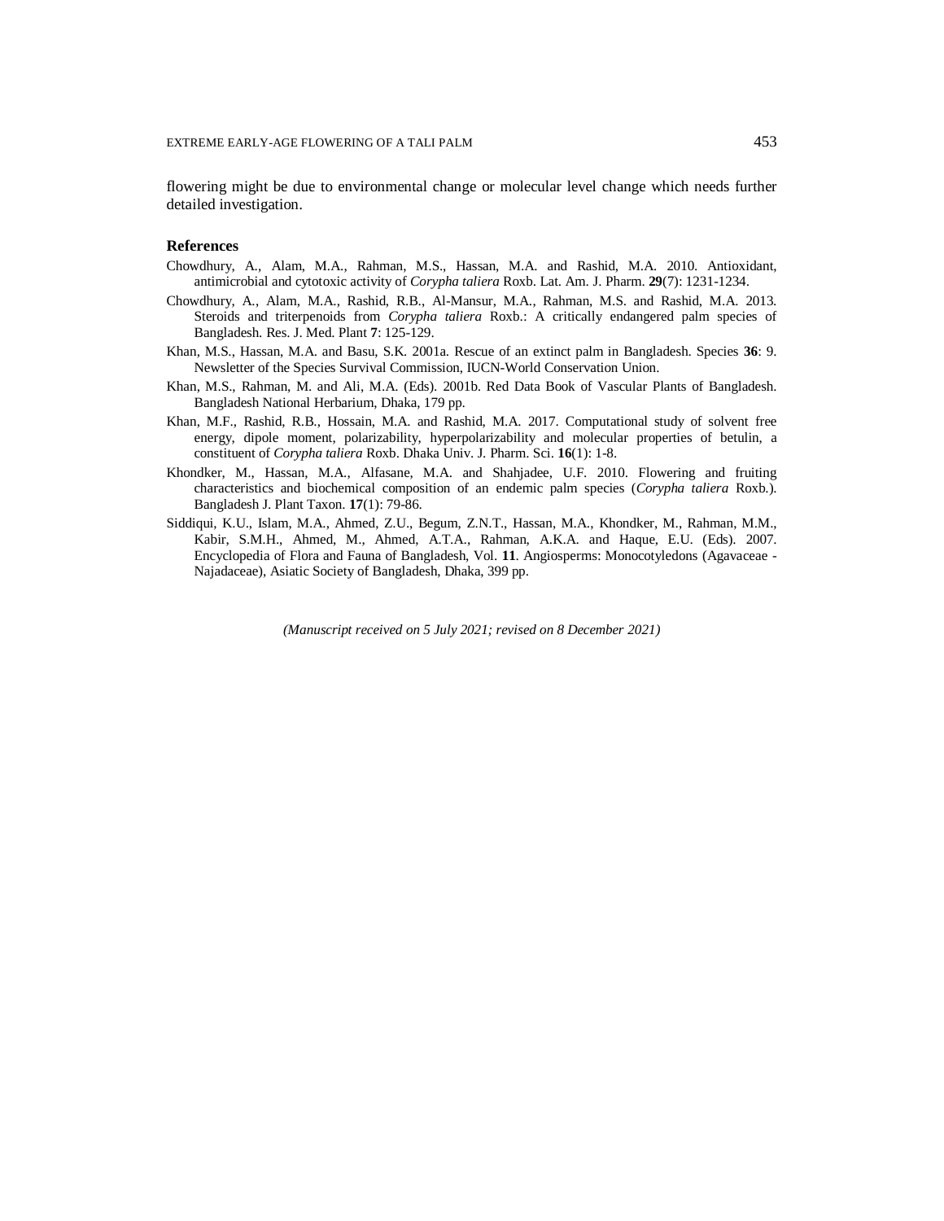flowering might be due to environmental change or molecular level change which needs further detailed investigation.

## References

Chowdhury, A., Alam, M.A., Rahman, M.S., Hassan, M.A. and Rashid, M.A. 2010. Antioxidant, antimicrobial and cytotoxic activity of *Corypha taliera* Roxb. Lat. Am. J. Pharm. **29**(7): 1231-1234.

Chowdhury, A., Alam, M.A., Rashid, R.B., Al-Mansur, M.A., Rahman, M.S. and Rashid, M.A. 2013. Steroids and triterpenoids from *Corypha taliera* Roxb.: A critically endangered palm species of Bangladesh. Res. J. Med. Plant **7**: 125-129.

Khan, M.S., Hassan, M.A. and Basu, S.K. 2001a. Rescue of an extinct palm in Bangladesh. Species **36**: 9. Newsletter of the Species Survival Commission, IUCN-World Conservation Union.

Khan, M.S., Rahman, M. and Ali, M.A. (Eds). 2001b. Red Data Book of Vascular Plants of Bangladesh. Bangladesh National Herbarium, Dhaka, 179 pp.

Khan, M.F., Rashid, R.B., Hossain, M.A. and Rashid, M.A. 2017. Computational study of solvent free energy, dipole moment, polarizability, hyperpolarizability and molecular properties of betulin, a constituent of *Corypha taliera* Roxb. Dhaka Univ. J. Pharm. Sci. **16**(1): 1-8.

Khondker, M., Hassan, M.A., Alfasane, M.A. and Shahjadee, U.F. 2010. Flowering and fruiting characteristics and biochemical composition of an endemic palm species (*Corypha taliera* Roxb.). Bangladesh J. Plant Taxon. **17**(1): 79-86.

Siddiqui, K.U., Islam, M.A., Ahmed, Z.U., Begum, Z.N.T., Hassan, M.A., Khondker, M., Rahman, M.M., Kabir, S.M.H., Ahmed, M., Ahmed, A.T.A., Rahman, A.K.A. and Haque, E.U. (Eds). 2007. Encyclopedia of Flora and Fauna of Bangladesh, Vol. **11**. Angiosperms: Monocotyledons (Agavaceae - Najadaceae), Asiatic Society of Bangladesh, Dhaka, 399 pp.

*(Manuscript received on 5 July 2021; revised on 8 December 2021)*